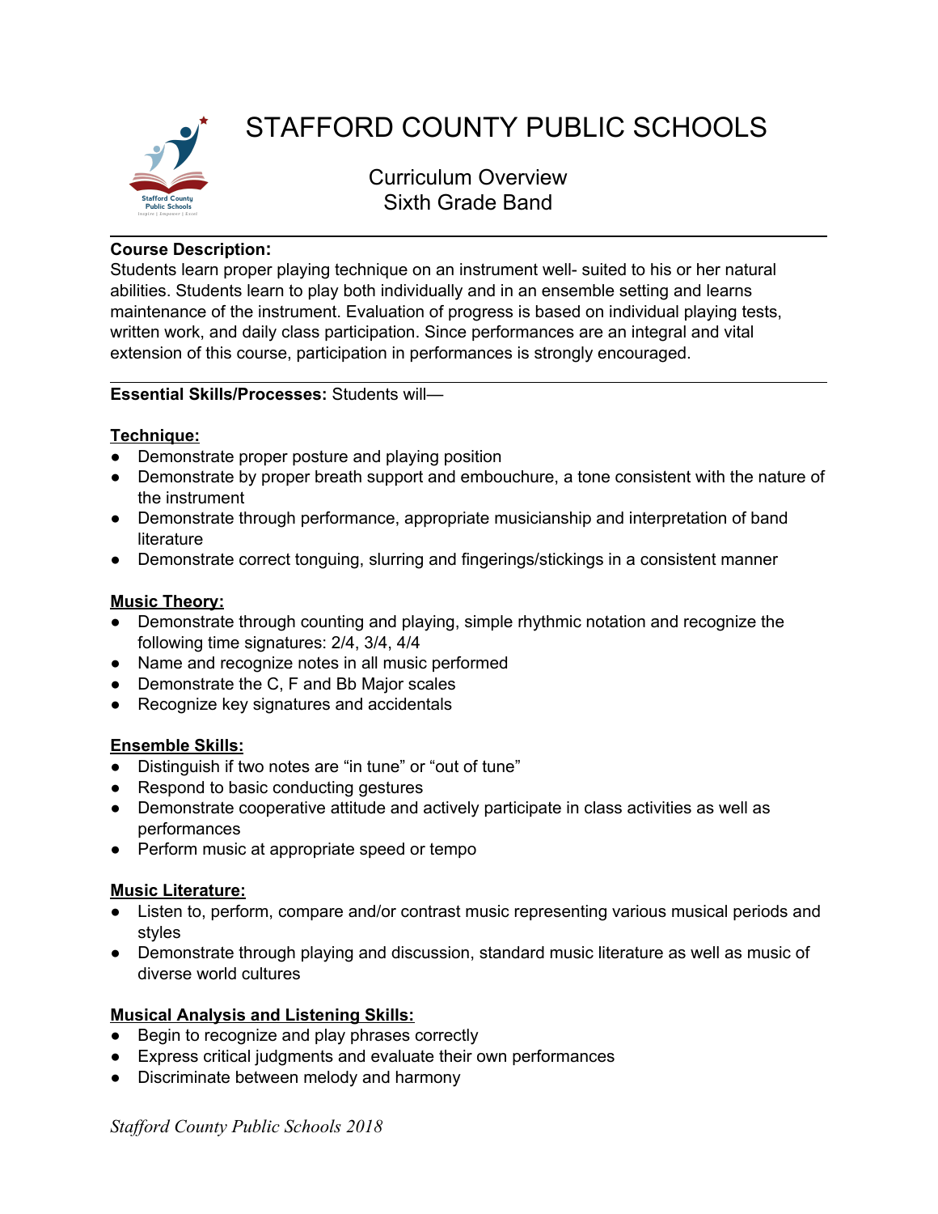# STAFFORD COUNTY PUBLIC SCHOOLS

## Curriculum Overview
## Sixth Grade Band

---

**Course Description:**
Students learn proper playing technique on an instrument well- suited to his or her natural abilities. Students learn to play both individually and in an ensemble setting and learns maintenance of the instrument. Evaluation of progress is based on individual playing tests, written work, and daily class participation. Since performances are an integral and vital extension of this course, participation in performances is strongly encouraged.

---

**Essential Skills/Processes:** Students will—

**Technique:**

- Demonstrate proper posture and playing position
- Demonstrate by proper breath support and embouchure, a tone consistent with the nature of the instrument
- Demonstrate through performance, appropriate musicianship and interpretation of band literature
- Demonstrate correct tonguing, slurring and fingerings/stickings in a consistent manner

**Music Theory:**

- Demonstrate through counting and playing, simple rhythmic notation and recognize the following time signatures: 2/4, 3/4, 4/4
- Name and recognize notes in all music performed
- Demonstrate the C, F and Bb Major scales
- Recognize key signatures and accidentals

**Ensemble Skills:**

- Distinguish if two notes are “in tune” or “out of tune”
- Respond to basic conducting gestures
- Demonstrate cooperative attitude and actively participate in class activities as well as performances
- Perform music at appropriate speed or tempo

**Music Literature:**

- Listen to, perform, compare and/or contrast music representing various musical periods and styles
- Demonstrate through playing and discussion, standard music literature as well as music of diverse world cultures

**Musical Analysis and Listening Skills:**

- Begin to recognize and play phrases correctly
- Express critical judgments and evaluate their own performances
- Discriminate between melody and harmony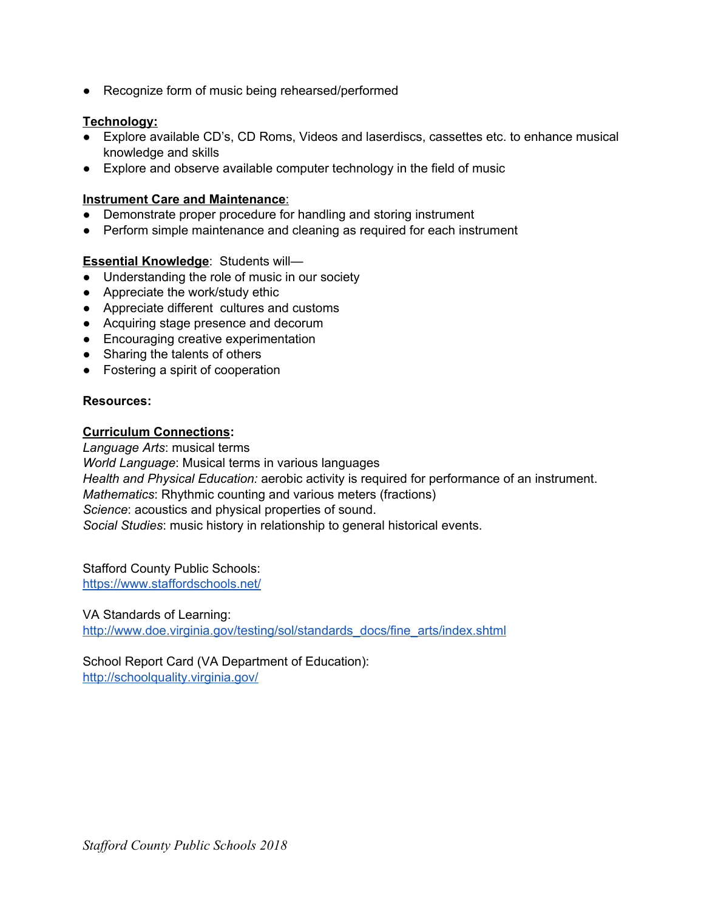- Recognize form of music being rehearsed/performed

**Technology:**

- Explore available CD's, CD Roms, Videos and laserdiscs, cassettes etc. to enhance musical knowledge and skills
- Explore and observe available computer technology in the field of music

**Instrument Care and Maintenance**:

- Demonstrate proper procedure for handling and storing instrument
- Perform simple maintenance and cleaning as required for each instrument

**Essential Knowledge**: Students will—

- Understanding the role of music in our society
- Appreciate the work/study ethic
- Appreciate different cultures and customs
- Acquiring stage presence and decorum
- Encouraging creative experimentation
- Sharing the talents of others
- Fostering a spirit of cooperation

**Resources:**

**Curriculum Connections:**

*Language Arts*: musical terms
*World Language*: Musical terms in various languages
*Health and Physical Education:* aerobic activity is required for performance of an instrument.
*Mathematics*: Rhythmic counting and various meters (fractions)
*Science*: acoustics and physical properties of sound.
*Social Studies*: music history in relationship to general historical events.

Stafford County Public Schools:
https://www.staffordschools.net/

VA Standards of Learning:
http://www.doe.virginia.gov/testing/sol/standards_docs/fine_arts/index.shtml

School Report Card (VA Department of Education):
http://schoolquality.virginia.gov/